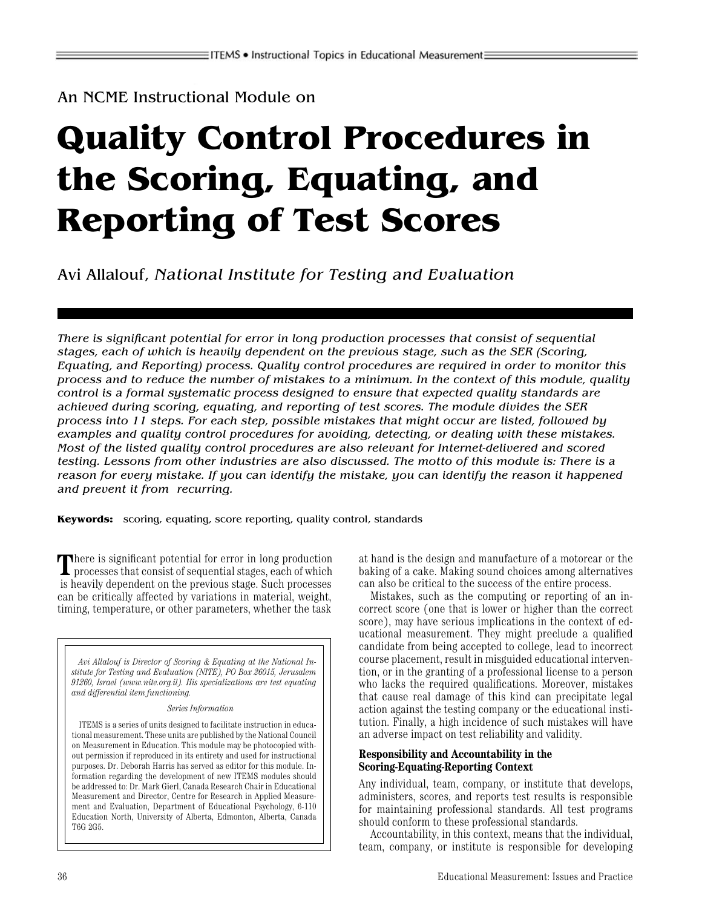An NCME Instructional Module on

# Quality Control Procedures in the Scoring, Equating, and Reporting of Test Scores

Avi Allalouf, *National Institute for Testing and Evaluation*

*There is significant potential for error in long production processes that consist of sequential stages, each of which is heavily dependent on the previous stage, such as the SER (Scoring, Equating, and Reporting) process. Quality control procedures are required in order to monitor this process and to reduce the number of mistakes to a minimum. In the context of this module, quality control is a formal systematic process designed to ensure that expected quality standards are achieved during scoring, equating, and reporting of test scores. The module divides the SER process into 11 steps. For each step, possible mistakes that might occur are listed, followed by examples and quality control procedures for avoiding, detecting, or dealing with these mistakes. Most of the listed quality control procedures are also relevant for Internet-delivered and scored testing. Lessons from other industries are also discussed. The motto of this module is: There is a reason for every mistake. If you can identify the mistake, you can identify the reason it happened and prevent it from recurring.*

**Keywords:** scoring, equating, score reporting, quality control, standards

There is significant potential for error in long production processes that consist of sequential stages, each of which is heavily dependent on the previous stage. Such processes can be critically affected by variations in material, weight, timing, temperature, or other parameters, whether the task at hand is the design and manufacture of a motorcar or the baking of a cake. Making sound choices among alternatives can also be critical to the success of the entire process.

Mistakes, such as the computing or reporting of an incorrect score (one that is lower or higher than the correct score), may have serious implications in the context of educational measurement. They might preclude a qualified candidate from being accepted to college, lead to incorrect course placement, result in misguided educational intervention, or in the granting of a professional license to a person who lacks the required qualifications. Moreover, mistakes that cause real damage of this kind can precipitate legal action against the testing company or the educational institution. Finally, a high incidence of such mistakes will have an adverse impact on test reliability and validity.

*Avi Allalouf is Director of Scoring & Equating at the National Institute for Testing and Evaluation (NITE), PO Box 26015, Jerusalem 91260, Israel (www.nite.org.il). His specializations are test equating and differential item functioning.*

*Series Information*

ITEMS is a series of units designed to facilitate instruction in educational measurement. These units are published by the National Council on Measurement in Education. This module may be photocopied without permission if reproduced in its entirety and used for instructional purposes. Dr. Deborah Harris has served as editor for this module. Information regarding the development of new ITEMS modules should be addressed to: Dr. Mark Gierl, Canada Research Chair in Educational Measurement and Director, Centre for Research in Applied Measurement and Evaluation, Department of Educational Psychology, 6-110 Education North, University of Alberta, Edmonton, Alberta, Canada T6G 2G5.

### Responsibility and Accountability in the Scoring-Equating-Reporting Context

Any individual, team, company, or institute that develops, administers, scores, and reports test results is responsible for maintaining professional standards. All test programs should conform to these professional standards.

Accountability, in this context, means that the individual, team, company, or institute is responsible for developing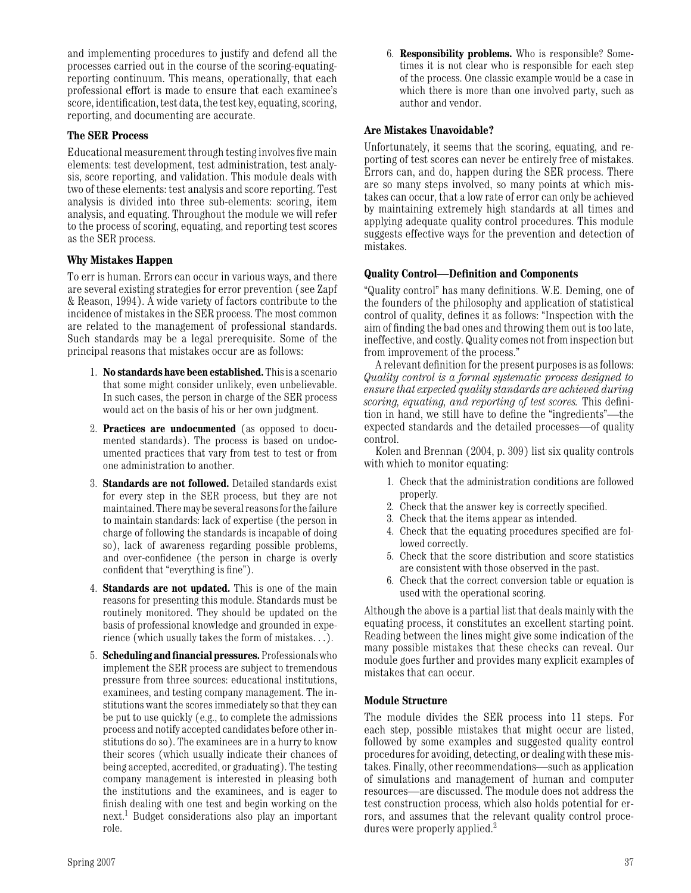and implementing procedures to justify and defend all the processes carried out in the course of the scoring-equating-reporting continuum. This means, operationally, that each professional effort is made to ensure that each examinee's score, identification, test data, the test key, equating, scoring, reporting, and documenting are accurate.

### The SER Process

Educational measurement through testing involves five main elements: test development, test administration, test analysis, score reporting, and validation. This module deals with two of these elements: test analysis and score reporting. Test analysis is divided into three sub-elements: scoring, item analysis, and equating. Throughout the module we will refer to the process of scoring, equating, and reporting test scores as the SER process.

### Why Mistakes Happen

To err is human. Errors can occur in various ways, and there are several existing strategies for error prevention (see Zapf & Reason, 1994). A wide variety of factors contribute to the incidence of mistakes in the SER process. The most common are related to the management of professional standards. Such standards may be a legal prerequisite. Some of the principal reasons that mistakes occur are as follows:

1. **No standards have been established.** This is a scenario that some might consider unlikely, even unbelievable. In such cases, the person in charge of the SER process would act on the basis of his or her own judgment.
2. **Practices are undocumented** (as opposed to documented standards). The process is based on undocumented practices that vary from test to test or from one administration to another.
3. **Standards are not followed.** Detailed standards exist for every step in the SER process, but they are not maintained. There may be several reasons for the failure to maintain standards: lack of expertise (the person in charge of following the standards is incapable of doing so), lack of awareness regarding possible problems, and over-confidence (the person in charge is overly confident that "everything is fine").
4. **Standards are not updated.** This is one of the main reasons for presenting this module. Standards must be routinely monitored. They should be updated on the basis of professional knowledge and grounded in experience (which usually takes the form of mistakes…).
5. **Scheduling and financial pressures.** Professionals who implement the SER process are subject to tremendous pressure from three sources: educational institutions, examinees, and testing company management. The institutions want the scores immediately so that they can be put to use quickly (e.g., to complete the admissions process and notify accepted candidates before other institutions do so). The examinees are in a hurry to know their scores (which usually indicate their chances of being accepted, accredited, or graduating). The testing company management is interested in pleasing both the institutions and the examinees, and is eager to finish dealing with one test and begin working on the next.[1] Budget considerations also play an important role.
6. **Responsibility problems.** Who is responsible? Sometimes it is not clear who is responsible for each step of the process. One classic example would be a case in which there is more than one involved party, such as author and vendor.

### Are Mistakes Unavoidable?

Unfortunately, it seems that the scoring, equating, and reporting of test scores can never be entirely free of mistakes. Errors can, and do, happen during the SER process. There are so many steps involved, so many points at which mistakes can occur, that a low rate of error can only be achieved by maintaining extremely high standards at all times and applying adequate quality control procedures. This module suggests effective ways for the prevention and detection of mistakes.

### Quality Control—Definition and Components

"Quality control" has many definitions. W.E. Deming, one of the founders of the philosophy and application of statistical control of quality, defines it as follows: "Inspection with the aim of finding the bad ones and throwing them out is too late, ineffective, and costly. Quality comes not from inspection but from improvement of the process."

A relevant definition for the present purposes is as follows: *Quality control is a formal systematic process designed to ensure that expected quality standards are achieved during scoring, equating, and reporting of test scores.* This definition in hand, we still have to define the "ingredients"—the expected standards and the detailed processes—of quality control.

Kolen and Brennan (2004, p. 309) list six quality controls with which to monitor equating:

1. Check that the administration conditions are followed properly.
2. Check that the answer key is correctly specified.
3. Check that the items appear as intended.
4. Check that the equating procedures specified are followed correctly.
5. Check that the score distribution and score statistics are consistent with those observed in the past.
6. Check that the correct conversion table or equation is used with the operational scoring.

Although the above is a partial list that deals mainly with the equating process, it constitutes an excellent starting point. Reading between the lines might give some indication of the many possible mistakes that these checks can reveal. Our module goes further and provides many explicit examples of mistakes that can occur.

### Module Structure

The module divides the SER process into 11 steps. For each step, possible mistakes that might occur are listed, followed by some examples and suggested quality control procedures for avoiding, detecting, or dealing with these mistakes. Finally, other recommendations—such as application of simulations and management of human and computer resources—are discussed. The module does not address the test construction process, which also holds potential for errors, and assumes that the relevant quality control procedures were properly applied.[2]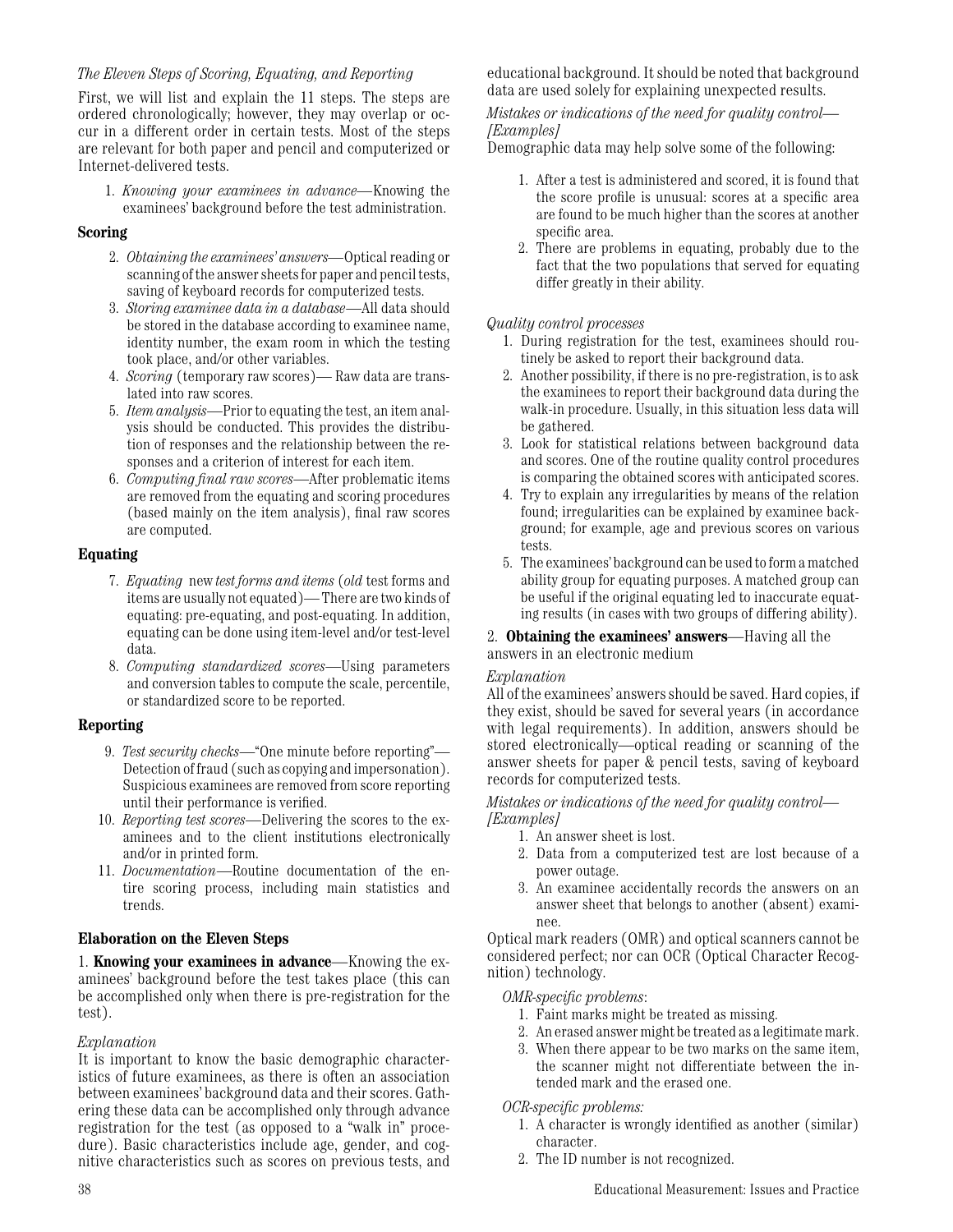*The Eleven Steps of Scoring, Equating, and Reporting*

First, we will list and explain the 11 steps. The steps are ordered chronologically; however, they may overlap or occur in a different order in certain tests. Most of the steps are relevant for both paper and pencil and computerized or Internet-delivered tests.

1. *Knowing your examinees in advance*—Knowing the examinees' background before the test administration.

**Scoring**

2. *Obtaining the examinees' answers*—Optical reading or scanning of the answer sheets for paper and pencil tests, saving of keyboard records for computerized tests.
3. *Storing examinee data in a database*—All data should be stored in the database according to examinee name, identity number, the exam room in which the testing took place, and/or other variables.
4. *Scoring* (temporary raw scores)— Raw data are translated into raw scores.
5. *Item analysis*—Prior to equating the test, an item analysis should be conducted. This provides the distribution of responses and the relationship between the responses and a criterion of interest for each item.
6. *Computing final raw scores*—After problematic items are removed from the equating and scoring procedures (based mainly on the item analysis), final raw scores are computed.

**Equating**

7. *Equating* new *test forms and items* (*old* test forms and items are usually not equated)— There are two kinds of equating: pre-equating, and post-equating. In addition, equating can be done using item-level and/or test-level data.
8. *Computing standardized scores*—Using parameters and conversion tables to compute the scale, percentile, or standardized score to be reported.

**Reporting**

9. *Test security checks*—"One minute before reporting"—Detection of fraud (such as copying and impersonation). Suspicious examinees are removed from score reporting until their performance is verified.
10. *Reporting test scores*—Delivering the scores to the examinees and to the client institutions electronically and/or in printed form.
11. *Documentation*—Routine documentation of the entire scoring process, including main statistics and trends.

**Elaboration on the Eleven Steps**

1. **Knowing your examinees in advance**—Knowing the examinees' background before the test takes place (this can be accomplished only when there is pre-registration for the test).

*Explanation*

It is important to know the basic demographic characteristics of future examinees, as there is often an association between examinees' background data and their scores. Gathering these data can be accomplished only through advance registration for the test (as opposed to a "walk in" procedure). Basic characteristics include age, gender, and cognitive characteristics such as scores on previous tests, and educational background. It should be noted that background data are used solely for explaining unexpected results.

*Mistakes or indications of the need for quality control—[Examples]*

Demographic data may help solve some of the following:

1. After a test is administered and scored, it is found that the score profile is unusual: scores at a specific area are found to be much higher than the scores at another specific area.
2. There are problems in equating, probably due to the fact that the two populations that served for equating differ greatly in their ability.

*Quality control processes*

1. During registration for the test, examinees should routinely be asked to report their background data.
2. Another possibility, if there is no pre-registration, is to ask the examinees to report their background data during the walk-in procedure. Usually, in this situation less data will be gathered.
3. Look for statistical relations between background data and scores. One of the routine quality control procedures is comparing the obtained scores with anticipated scores.
4. Try to explain any irregularities by means of the relation found; irregularities can be explained by examinee background; for example, age and previous scores on various tests.
5. The examinees' background can be used to form a matched ability group for equating purposes. A matched group can be useful if the original equating led to inaccurate equating results (in cases with two groups of differing ability).

2. **Obtaining the examinees' answers**—Having all the answers in an electronic medium

*Explanation*

All of the examinees' answers should be saved. Hard copies, if they exist, should be saved for several years (in accordance with legal requirements). In addition, answers should be stored electronically—optical reading or scanning of the answer sheets for paper & pencil tests, saving of keyboard records for computerized tests.

*Mistakes or indications of the need for quality control—[Examples]*

1. An answer sheet is lost.
2. Data from a computerized test are lost because of a power outage.
3. An examinee accidentally records the answers on an answer sheet that belongs to another (absent) examinee.

Optical mark readers (OMR) and optical scanners cannot be considered perfect; nor can OCR (Optical Character Recognition) technology.

*OMR-specific problems*:

1. Faint marks might be treated as missing.
2. An erased answer might be treated as a legitimate mark.
3. When there appear to be two marks on the same item, the scanner might not differentiate between the intended mark and the erased one.

*OCR-specific problems:*

1. A character is wrongly identified as another (similar) character.
2. The ID number is not recognized.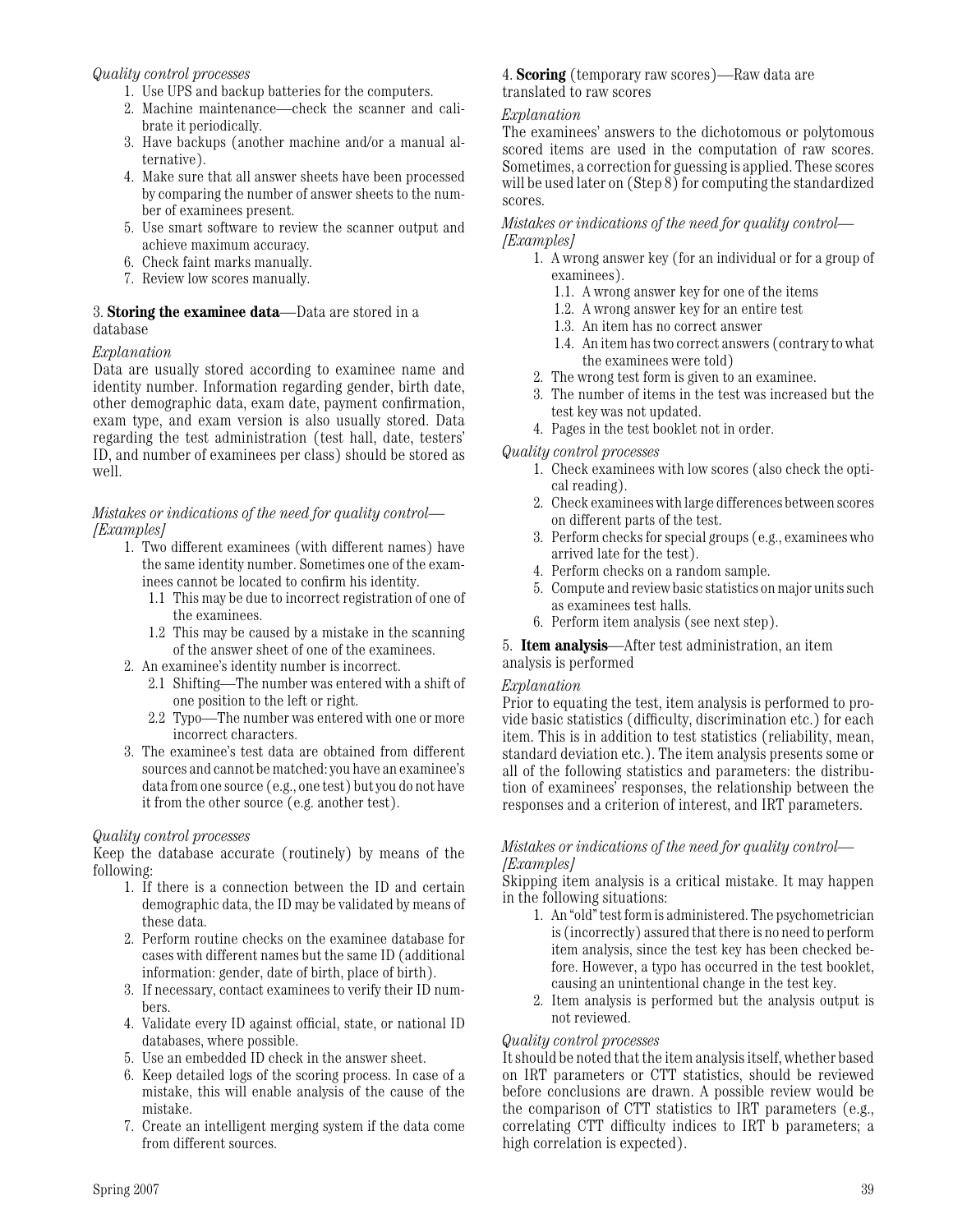*Quality control processes*

1. Use UPS and backup batteries for the computers.
2. Machine maintenance—check the scanner and calibrate it periodically.
3. Have backups (another machine and/or a manual alternative).
4. Make sure that all answer sheets have been processed by comparing the number of answer sheets to the number of examinees present.
5. Use smart software to review the scanner output and achieve maximum accuracy.
6. Check faint marks manually.
7. Review low scores manually.

3. **Storing the examinee data**—Data are stored in a database

*Explanation*

Data are usually stored according to examinee name and identity number. Information regarding gender, birth date, other demographic data, exam date, payment confirmation, exam type, and exam version is also usually stored. Data regarding the test administration (test hall, date, testers' ID, and number of examinees per class) should be stored as well.

*Mistakes or indications of the need for quality control—[Examples]*

1. Two different examinees (with different names) have the same identity number. Sometimes one of the examinees cannot be located to confirm his identity.
   - 1.1 This may be due to incorrect registration of one of the examinees.
   - 1.2 This may be caused by a mistake in the scanning of the answer sheet of one of the examinees.
2. An examinee's identity number is incorrect.
   - 2.1 Shifting—The number was entered with a shift of one position to the left or right.
   - 2.2 Typo—The number was entered with one or more incorrect characters.
3. The examinee's test data are obtained from different sources and cannot be matched: you have an examinee's data from one source (e.g., one test) but you do not have it from the other source (e.g. another test).

*Quality control processes*

Keep the database accurate (routinely) by means of the following:

1. If there is a connection between the ID and certain demographic data, the ID may be validated by means of these data.
2. Perform routine checks on the examinee database for cases with different names but the same ID (additional information: gender, date of birth, place of birth).
3. If necessary, contact examinees to verify their ID numbers.
4. Validate every ID against official, state, or national ID databases, where possible.
5. Use an embedded ID check in the answer sheet.
6. Keep detailed logs of the scoring process. In case of a mistake, this will enable analysis of the cause of the mistake.
7. Create an intelligent merging system if the data come from different sources.

4. **Scoring** (temporary raw scores)—Raw data are translated to raw scores

*Explanation*

The examinees' answers to the dichotomous or polytomous scored items are used in the computation of raw scores. Sometimes, a correction for guessing is applied. These scores will be used later on (Step 8) for computing the standardized scores.

*Mistakes or indications of the need for quality control—[Examples]*

1. A wrong answer key (for an individual or for a group of examinees).
   - 1.1. A wrong answer key for one of the items
   - 1.2. A wrong answer key for an entire test
   - 1.3. An item has no correct answer
   - 1.4. An item has two correct answers (contrary to what the examinees were told)
2. The wrong test form is given to an examinee.
3. The number of items in the test was increased but the test key was not updated.
4. Pages in the test booklet not in order.

*Quality control processes*

1. Check examinees with low scores (also check the optical reading).
2. Check examinees with large differences between scores on different parts of the test.
3. Perform checks for special groups (e.g., examinees who arrived late for the test).
4. Perform checks on a random sample.
5. Compute and review basic statistics on major units such as examinees test halls.
6. Perform item analysis (see next step).

5. **Item analysis**—After test administration, an item analysis is performed

*Explanation*

Prior to equating the test, item analysis is performed to provide basic statistics (difficulty, discrimination etc.) for each item. This is in addition to test statistics (reliability, mean, standard deviation etc.). The item analysis presents some or all of the following statistics and parameters: the distribution of examinees' responses, the relationship between the responses and a criterion of interest, and IRT parameters.

*Mistakes or indications of the need for quality control—[Examples]*

Skipping item analysis is a critical mistake. It may happen in the following situations:

1. An "old" test form is administered. The psychometrician is (incorrectly) assured that there is no need to perform item analysis, since the test key has been checked before. However, a typo has occurred in the test booklet, causing an unintentional change in the test key.
2. Item analysis is performed but the analysis output is not reviewed.

*Quality control processes*

It should be noted that the item analysis itself, whether based on IRT parameters or CTT statistics, should be reviewed before conclusions are drawn. A possible review would be the comparison of CTT statistics to IRT parameters (e.g., correlating CTT difficulty indices to IRT b parameters; a high correlation is expected).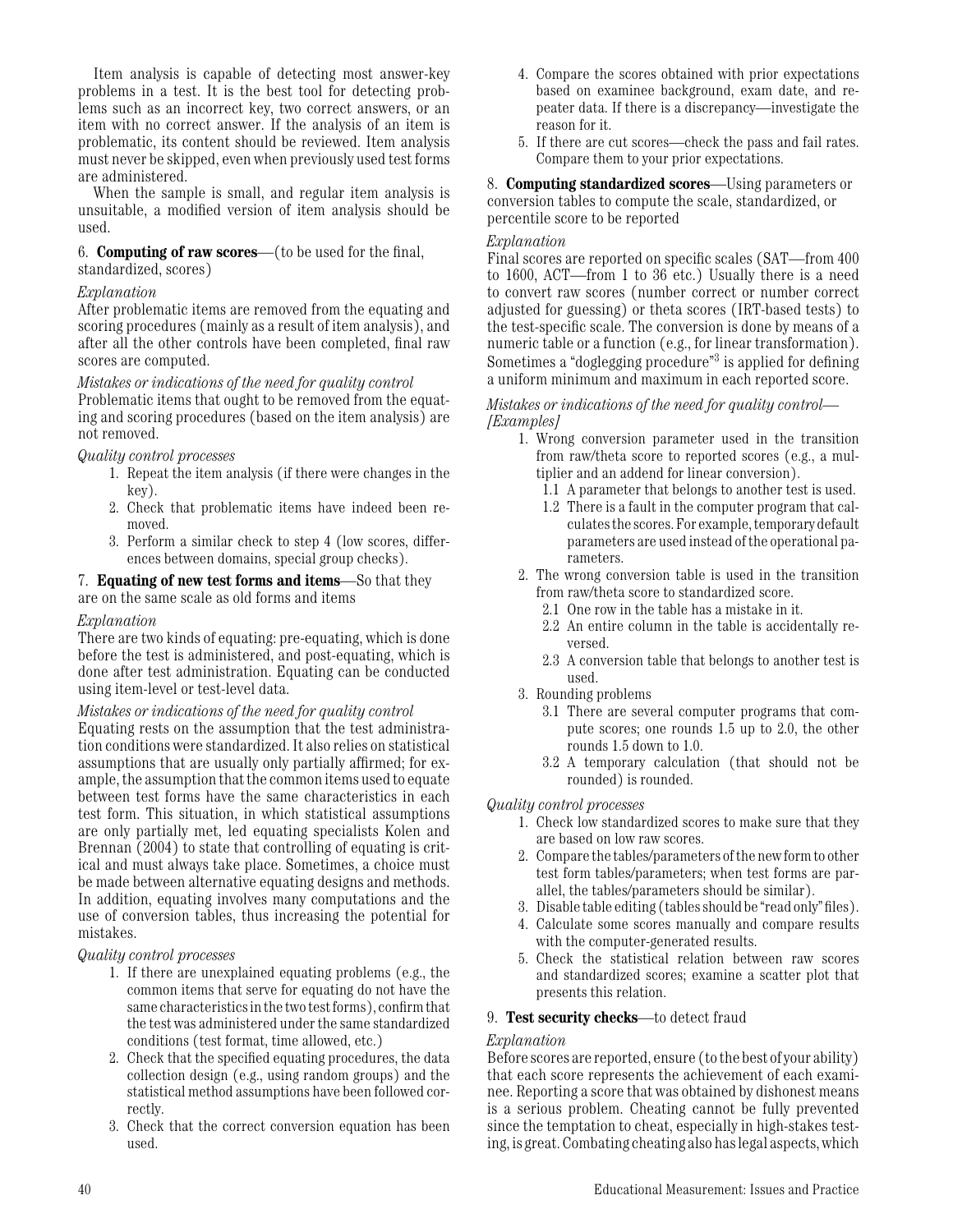Item analysis is capable of detecting most answer-key problems in a test. It is the best tool for detecting problems such as an incorrect key, two correct answers, or an item with no correct answer. If the analysis of an item is problematic, its content should be reviewed. Item analysis must never be skipped, even when previously used test forms are administered.

When the sample is small, and regular item analysis is unsuitable, a modified version of item analysis should be used.

6. **Computing of raw scores**—(to be used for the final, standardized, scores)

*Explanation*

After problematic items are removed from the equating and scoring procedures (mainly as a result of item analysis), and after all the other controls have been completed, final raw scores are computed.

*Mistakes or indications of the need for quality control*

Problematic items that ought to be removed from the equating and scoring procedures (based on the item analysis) are not removed.

*Quality control processes*

1. Repeat the item analysis (if there were changes in the key).
2. Check that problematic items have indeed been removed.
3. Perform a similar check to step 4 (low scores, differences between domains, special group checks).

7. **Equating of new test forms and items**—So that they are on the same scale as old forms and items

*Explanation*

There are two kinds of equating: pre-equating, which is done before the test is administered, and post-equating, which is done after test administration. Equating can be conducted using item-level or test-level data.

*Mistakes or indications of the need for quality control*

Equating rests on the assumption that the test administration conditions were standardized. It also relies on statistical assumptions that are usually only partially affirmed; for example, the assumption that the common items used to equate between test forms have the same characteristics in each test form. This situation, in which statistical assumptions are only partially met, led equating specialists Kolen and Brennan (2004) to state that controlling of equating is critical and must always take place. Sometimes, a choice must be made between alternative equating designs and methods. In addition, equating involves many computations and the use of conversion tables, thus increasing the potential for mistakes.

*Quality control processes*

1. If there are unexplained equating problems (e.g., the common items that serve for equating do not have the same characteristics in the two test forms), confirm that the test was administered under the same standardized conditions (test format, time allowed, etc.)
2. Check that the specified equating procedures, the data collection design (e.g., using random groups) and the statistical method assumptions have been followed correctly.
3. Check that the correct conversion equation has been used.
4. Compare the scores obtained with prior expectations based on examinee background, exam date, and repeater data. If there is a discrepancy—investigate the reason for it.
5. If there are cut scores—check the pass and fail rates. Compare them to your prior expectations.

8. **Computing standardized scores**—Using parameters or conversion tables to compute the scale, standardized, or percentile score to be reported

*Explanation*

Final scores are reported on specific scales (SAT—from 400 to 1600, ACT—from 1 to 36 etc.) Usually there is a need to convert raw scores (number correct or number correct adjusted for guessing) or theta scores (IRT-based tests) to the test-specific scale. The conversion is done by means of a numeric table or a function (e.g., for linear transformation). Sometimes a "doglegging procedure"[3] is applied for defining a uniform minimum and maximum in each reported score.

*Mistakes or indications of the need for quality control—[Examples]*

1. Wrong conversion parameter used in the transition from raw/theta score to reported scores (e.g., a multiplier and an addend for linear conversion).
   - 1.1 A parameter that belongs to another test is used.
   - 1.2 There is a fault in the computer program that calculates the scores. For example, temporary default parameters are used instead of the operational parameters.
2. The wrong conversion table is used in the transition from raw/theta score to standardized score.
   - 2.1 One row in the table has a mistake in it.
   - 2.2 An entire column in the table is accidentally reversed.
   - 2.3 A conversion table that belongs to another test is used.
3. Rounding problems
   - 3.1 There are several computer programs that compute scores; one rounds 1.5 up to 2.0, the other rounds 1.5 down to 1.0.
   - 3.2 A temporary calculation (that should not be rounded) is rounded.

*Quality control processes*

1. Check low standardized scores to make sure that they are based on low raw scores.
2. Compare the tables/parameters of the new form to other test form tables/parameters; when test forms are parallel, the tables/parameters should be similar).
3. Disable table editing (tables should be "read only" files).
4. Calculate some scores manually and compare results with the computer-generated results.
5. Check the statistical relation between raw scores and standardized scores; examine a scatter plot that presents this relation.

9. **Test security checks**—to detect fraud

*Explanation*

Before scores are reported, ensure (to the best of your ability) that each score represents the achievement of each examinee. Reporting a score that was obtained by dishonest means is a serious problem. Cheating cannot be fully prevented since the temptation to cheat, especially in high-stakes testing, is great. Combating cheating also has legal aspects, which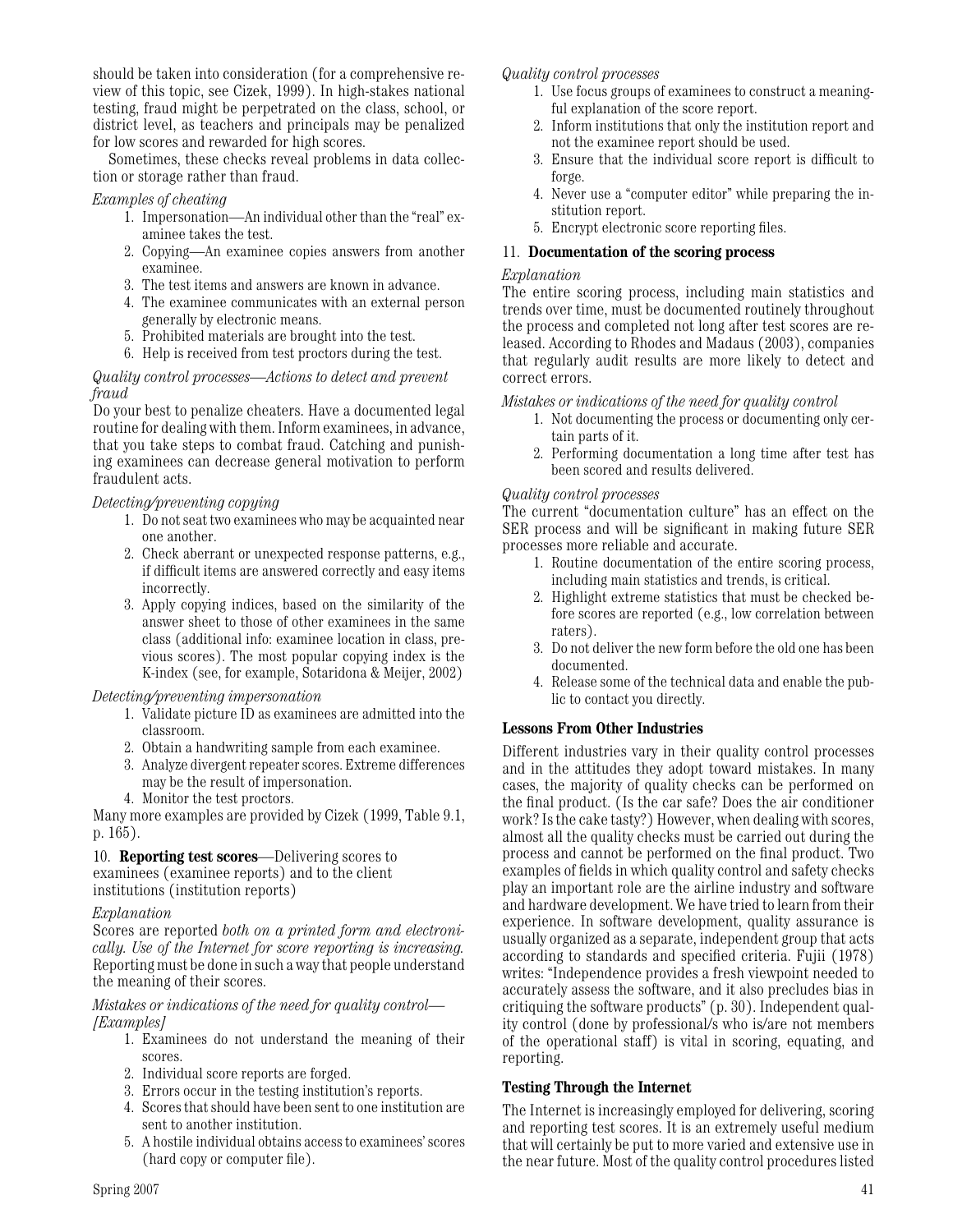should be taken into consideration (for a comprehensive review of this topic, see Cizek, 1999). In high-stakes national testing, fraud might be perpetrated on the class, school, or district level, as teachers and principals may be penalized for low scores and rewarded for high scores.

Sometimes, these checks reveal problems in data collection or storage rather than fraud.

*Examples of cheating*

1. Impersonation—An individual other than the "real" examinee takes the test.
2. Copying—An examinee copies answers from another examinee.
3. The test items and answers are known in advance.
4. The examinee communicates with an external person generally by electronic means.
5. Prohibited materials are brought into the test.
6. Help is received from test proctors during the test.

*Quality control processes—Actions to detect and prevent fraud*

Do your best to penalize cheaters. Have a documented legal routine for dealing with them. Inform examinees, in advance, that you take steps to combat fraud. Catching and punishing examinees can decrease general motivation to perform fraudulent acts.

*Detecting/preventing copying*

1. Do not seat two examinees who may be acquainted near one another.
2. Check aberrant or unexpected response patterns, e.g., if difficult items are answered correctly and easy items incorrectly.
3. Apply copying indices, based on the similarity of the answer sheet to those of other examinees in the same class (additional info: examinee location in class, previous scores). The most popular copying index is the K-index (see, for example, Sotaridona & Meijer, 2002)

*Detecting/preventing impersonation*

1. Validate picture ID as examinees are admitted into the classroom.
2. Obtain a handwriting sample from each examinee.
3. Analyze divergent repeater scores. Extreme differences may be the result of impersonation.
4. Monitor the test proctors.

Many more examples are provided by Cizek (1999, Table 9.1, p. 165).

10. **Reporting test scores**—Delivering scores to examinees (examinee reports) and to the client institutions (institution reports)

*Explanation*

Scores are reported *both on a printed form and electronically. Use of the Internet for score reporting is increasing.* Reporting must be done in such a way that people understand the meaning of their scores.

*Mistakes or indications of the need for quality control—[Examples]*

1. Examinees do not understand the meaning of their scores.
2. Individual score reports are forged.
3. Errors occur in the testing institution's reports.
4. Scores that should have been sent to one institution are sent to another institution.
5. A hostile individual obtains access to examinees' scores (hard copy or computer file).

*Quality control processes*

1. Use focus groups of examinees to construct a meaningful explanation of the score report.
2. Inform institutions that only the institution report and not the examinee report should be used.
3. Ensure that the individual score report is difficult to forge.
4. Never use a "computer editor" while preparing the institution report.
5. Encrypt electronic score reporting files.

11. **Documentation of the scoring process**

*Explanation*

The entire scoring process, including main statistics and trends over time, must be documented routinely throughout the process and completed not long after test scores are released. According to Rhodes and Madaus (2003), companies that regularly audit results are more likely to detect and correct errors.

*Mistakes or indications of the need for quality control*

1. Not documenting the process or documenting only certain parts of it.
2. Performing documentation a long time after test has been scored and results delivered.

*Quality control processes*

The current "documentation culture" has an effect on the SER process and will be significant in making future SER processes more reliable and accurate.

1. Routine documentation of the entire scoring process, including main statistics and trends, is critical.
2. Highlight extreme statistics that must be checked before scores are reported (e.g., low correlation between raters).
3. Do not deliver the new form before the old one has been documented.
4. Release some of the technical data and enable the public to contact you directly.

### Lessons From Other Industries

Different industries vary in their quality control processes and in the attitudes they adopt toward mistakes. In many cases, the majority of quality checks can be performed on the final product. (Is the car safe? Does the air conditioner work? Is the cake tasty?) However, when dealing with scores, almost all the quality checks must be carried out during the process and cannot be performed on the final product. Two examples of fields in which quality control and safety checks play an important role are the airline industry and software and hardware development. We have tried to learn from their experience. In software development, quality assurance is usually organized as a separate, independent group that acts according to standards and specified criteria. Fujii (1978) writes: "Independence provides a fresh viewpoint needed to accurately assess the software, and it also precludes bias in critiquing the software products" (p. 30). Independent quality control (done by professional/s who is/are not members of the operational staff) is vital in scoring, equating, and reporting.

### Testing Through the Internet

The Internet is increasingly employed for delivering, scoring and reporting test scores. It is an extremely useful medium that will certainly be put to more varied and extensive use in the near future. Most of the quality control procedures listed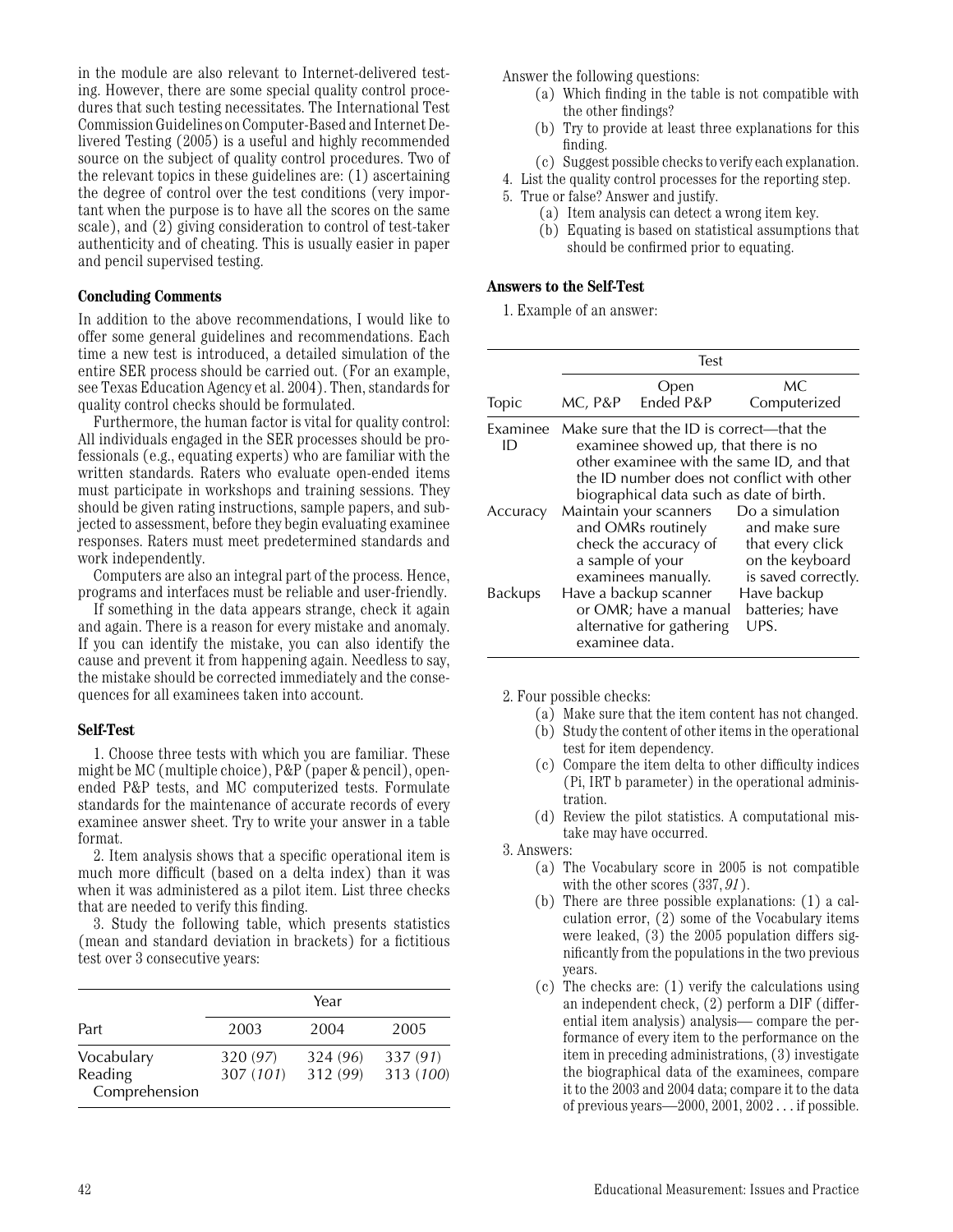in the module are also relevant to Internet-delivered testing. However, there are some special quality control procedures that such testing necessitates. The International Test Commission Guidelines on Computer-Based and Internet Delivered Testing (2005) is a useful and highly recommended source on the subject of quality control procedures. Two of the relevant topics in these guidelines are: (1) ascertaining the degree of control over the test conditions (very important when the purpose is to have all the scores on the same scale), and (2) giving consideration to control of test-taker authenticity and of cheating. This is usually easier in paper and pencil supervised testing.

### Concluding Comments

In addition to the above recommendations, I would like to offer some general guidelines and recommendations. Each time a new test is introduced, a detailed simulation of the entire SER process should be carried out. (For an example, see Texas Education Agency et al. 2004). Then, standards for quality control checks should be formulated.

Furthermore, the human factor is vital for quality control: All individuals engaged in the SER processes should be professionals (e.g., equating experts) who are familiar with the written standards. Raters who evaluate open-ended items must participate in workshops and training sessions. They should be given rating instructions, sample papers, and subjected to assessment, before they begin evaluating examinee responses. Raters must meet predetermined standards and work independently.

Computers are also an integral part of the process. Hence, programs and interfaces must be reliable and user-friendly.

If something in the data appears strange, check it again and again. There is a reason for every mistake and anomaly. If you can identify the mistake, you can also identify the cause and prevent it from happening again. Needless to say, the mistake should be corrected immediately and the consequences for all examinees taken into account.

### Self-Test

1. Choose three tests with which you are familiar. These might be MC (multiple choice), P&P (paper & pencil), open-ended P&P tests, and MC computerized tests. Formulate standards for the maintenance of accurate records of every examinee answer sheet. Try to write your answer in a table format.

2. Item analysis shows that a specific operational item is much more difficult (based on a delta index) than it was when it was administered as a pilot item. List three checks that are needed to verify this finding.

3. Study the following table, which presents statistics (mean and standard deviation in brackets) for a fictitious test over 3 consecutive years:

| | Year | | |
|---|---|---|---|
| Part | 2003 | 2004 | 2005 |
| Vocabulary | 320 (*97*) | 324 (*96*) | 337 (*91*) |
| Reading Comprehension | 307 (*101*) | 312 (*99*) | 313 (*100*) |

Answer the following questions:

(a) Which finding in the table is not compatible with the other findings?

(b) Try to provide at least three explanations for this finding.

(c) Suggest possible checks to verify each explanation.

4. List the quality control processes for the reporting step.

5. True or false? Answer and justify.

(a) Item analysis can detect a wrong item key.

(b) Equating is based on statistical assumptions that should be confirmed prior to equating.

### Answers to the Self-Test

1. Example of an answer:

| | Test | | |
|---|---|---|---|
| Topic | MC, P&P | Open Ended P&P | MC Computerized |
| Examinee ID | Make sure that the ID is correct—that the examinee showed up, that there is no other examinee with the same ID, and that the ID number does not conflict with other biographical data such as date of birth. | | |
| Accuracy | Maintain your scanners and OMRs routinely check the accuracy of a sample of your examinees manually. | | Do a simulation and make sure that every click on the keyboard is saved correctly. |
| Backups | Have a backup scanner or OMR; have a manual alternative for gathering examinee data. | | Have backup batteries; have UPS. |

2. Four possible checks:

(a) Make sure that the item content has not changed.

(b) Study the content of other items in the operational test for item dependency.

(c) Compare the item delta to other difficulty indices (Pi, IRT b parameter) in the operational administration.

(d) Review the pilot statistics. A computational mistake may have occurred.

3. Answers:

(a) The Vocabulary score in 2005 is not compatible with the other scores (337, *91*).

(b) There are three possible explanations: (1) a calculation error, (2) some of the Vocabulary items were leaked, (3) the 2005 population differs significantly from the populations in the two previous years.

(c) The checks are: (1) verify the calculations using an independent check, (2) perform a DIF (differential item analysis) analysis— compare the performance of every item to the performance on the item in preceding administrations, (3) investigate the biographical data of the examinees, compare it to the 2003 and 2004 data; compare it to the data of previous years—2000, 2001, 2002 . . . if possible.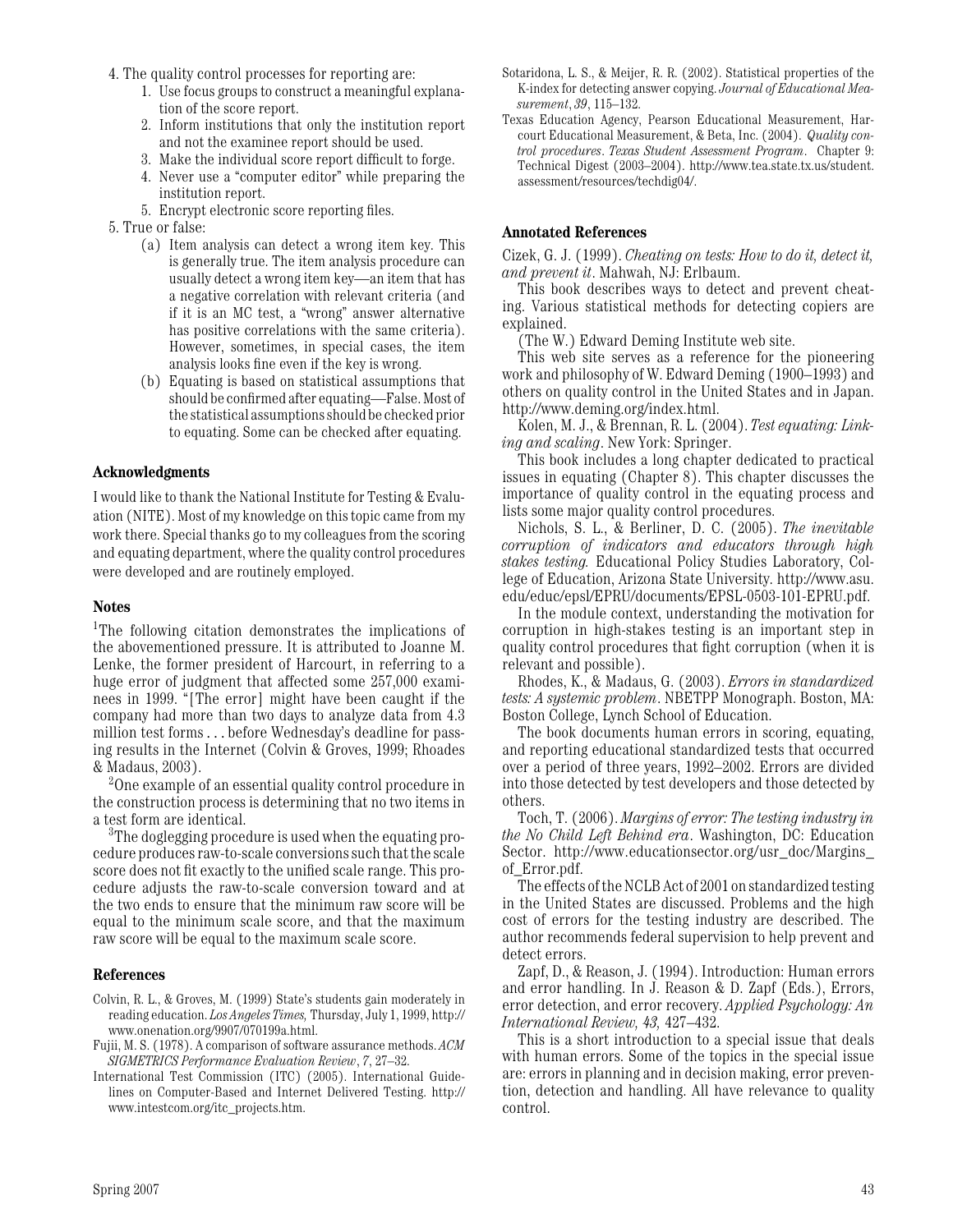4. The quality control processes for reporting are:
    1. Use focus groups to construct a meaningful explanation of the score report.
    2. Inform institutions that only the institution report and not the examinee report should be used.
    3. Make the individual score report difficult to forge.
    4. Never use a "computer editor" while preparing the institution report.
    5. Encrypt electronic score reporting files.
5. True or false:
    (a) Item analysis can detect a wrong item key. This is generally true. The item analysis procedure can usually detect a wrong item key—an item that has a negative correlation with relevant criteria (and if it is an MC test, a "wrong" answer alternative has positive correlations with the same criteria). However, sometimes, in special cases, the item analysis looks fine even if the key is wrong.
    (b) Equating is based on statistical assumptions that should be confirmed after equating—False. Most of the statistical assumptions should be checked prior to equating. Some can be checked after equating.

## Acknowledgments

I would like to thank the National Institute for Testing & Evaluation (NITE). Most of my knowledge on this topic came from my work there. Special thanks go to my colleagues from the scoring and equating department, where the quality control procedures were developed and are routinely employed.

## Notes

[1]The following citation demonstrates the implications of the abovementioned pressure. It is attributed to Joanne M. Lenke, the former president of Harcourt, in referring to a huge error of judgment that affected some 257,000 examinees in 1999. "[The error] might have been caught if the company had more than two days to analyze data from 4.3 million test forms . . . before Wednesday's deadline for passing results in the Internet (Colvin & Groves, 1999; Rhoades & Madaus, 2003).

[2]One example of an essential quality control procedure in the construction process is determining that no two items in a test form are identical.

[3]The doglegging procedure is used when the equating procedure produces raw-to-scale conversions such that the scale score does not fit exactly to the unified scale range. This procedure adjusts the raw-to-scale conversion toward and at the two ends to ensure that the minimum raw score will be equal to the minimum scale score, and that the maximum raw score will be equal to the maximum scale score.

## References

Colvin, R. L., & Groves, M. (1999) State's students gain moderately in reading education. *Los Angeles Times,* Thursday, July 1, 1999, http://www.onenation.org/9907/070199a.html.

Fujii, M. S. (1978). A comparison of software assurance methods. *ACM SIGMETRICS Performance Evaluation Review*, *7*, 27–32.

International Test Commission (ITC) (2005). International Guidelines on Computer-Based and Internet Delivered Testing. http://www.intestcom.org/itc_projects.htm.

Sotaridona, L. S., & Meijer, R. R. (2002). Statistical properties of the K-index for detecting answer copying. *Journal of Educational Measurement*, *39*, 115–132.

Texas Education Agency, Pearson Educational Measurement, Harcourt Educational Measurement, & Beta, Inc. (2004). *Quality control procedures*. *Texas Student Assessment Program*. Chapter 9: Technical Digest (2003–2004). http://www.tea.state.tx.us/student.assessment/resources/techdig04/.

## Annotated References

Cizek, G. J. (1999). *Cheating on tests: How to do it, detect it, and prevent it*. Mahwah, NJ: Erlbaum.

This book describes ways to detect and prevent cheating. Various statistical methods for detecting copiers are explained.

(The W.) Edward Deming Institute web site.

This web site serves as a reference for the pioneering work and philosophy of W. Edward Deming (1900–1993) and others on quality control in the United States and in Japan. http://www.deming.org/index.html.

Kolen, M. J., & Brennan, R. L. (2004). *Test equating: Linking and scaling*. New York: Springer.

This book includes a long chapter dedicated to practical issues in equating (Chapter 8). This chapter discusses the importance of quality control in the equating process and lists some major quality control procedures.

Nichols, S. L., & Berliner, D. C. (2005). *The inevitable corruption of indicators and educators through high stakes testing*. Educational Policy Studies Laboratory, College of Education, Arizona State University. http://www.asu.edu/educ/epsl/EPRU/documents/EPSL-0503-101-EPRU.pdf.

In the module context, understanding the motivation for corruption in high-stakes testing is an important step in quality control procedures that fight corruption (when it is relevant and possible).

Rhodes, K., & Madaus, G. (2003). *Errors in standardized tests: A systemic problem*. NBETPP Monograph. Boston, MA: Boston College, Lynch School of Education.

The book documents human errors in scoring, equating, and reporting educational standardized tests that occurred over a period of three years, 1992–2002. Errors are divided into those detected by test developers and those detected by others.

Toch, T. (2006). *Margins of error: The testing industry in the No Child Left Behind era*. Washington, DC: Education Sector. http://www.educationsector.org/usr_doc/Margins_of_Error.pdf.

The effects of the NCLB Act of 2001 on standardized testing in the United States are discussed. Problems and the high cost of errors for the testing industry are described. The author recommends federal supervision to help prevent and detect errors.

Zapf, D., & Reason, J. (1994). Introduction: Human errors and error handling. In J. Reason & D. Zapf (Eds.), Errors, error detection, and error recovery. *Applied Psychology: An International Review, 43,* 427–432.

This is a short introduction to a special issue that deals with human errors. Some of the topics in the special issue are: errors in planning and in decision making, error prevention, detection and handling. All have relevance to quality control.